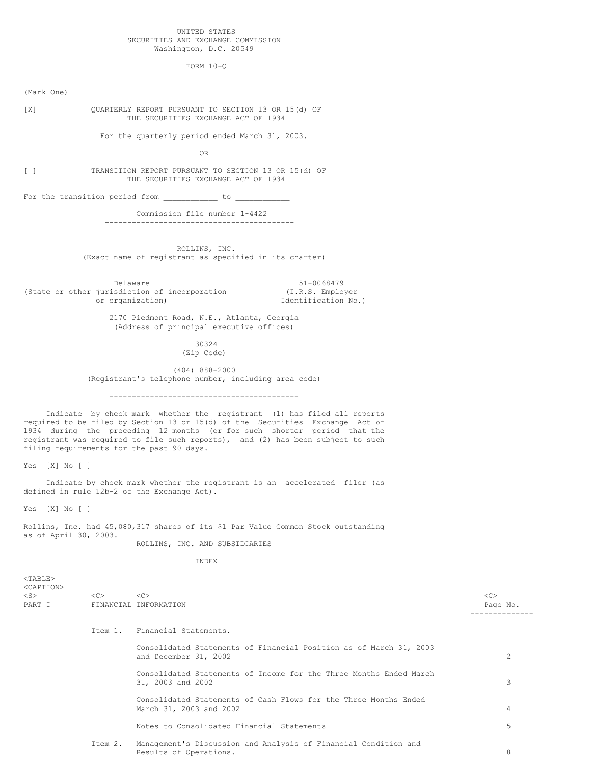UNITED STATES
SECURITIES AND EXCHANGE COMMISSION
Washington, D.C. 20549

FORM 10-Q

(Mark One)

[X] QUARTERLY REPORT PURSUANT TO SECTION 13 OR 15(d) OF THE SECURITIES EXCHANGE ACT OF 1934

For the quarterly period ended March 31, 2003.

OR

[ ] TRANSITION REPORT PURSUANT TO SECTION 13 OR 15(d) OF THE SECURITIES EXCHANGE ACT OF 1934

For the transition period from ___________ to ___________

Commission file number 1-4422

---

ROLLINS, INC.
(Exact name of registrant as specified in its charter)

| | |
|---|---|
| Delaware | 51-0068479 |
| (State or other jurisdiction of incorporation or organization) | (I.R.S. Employer Identification No.) |

2170 Piedmont Road, N.E., Atlanta, Georgia
(Address of principal executive offices)

30324
(Zip Code)

(404) 888-2000
(Registrant's telephone number, including area code)

---

Indicate by check mark whether the registrant (1) has filed all reports required to be filed by Section 13 or 15(d) of the Securities Exchange Act of 1934 during the preceding 12 months (or for such shorter period that the registrant was required to file such reports), and (2) has been subject to such filing requirements for the past 90 days.

Yes [X] No [ ]

Indicate by check mark whether the registrant is an accelerated filer (as defined in rule 12b-2 of the Exchange Act).

Yes [X] No [ ]

Rollins, Inc. had 45,080,317 shares of its $1 Par Value Common Stock outstanding as of April 30, 2003.

ROLLINS, INC. AND SUBSIDIARIES

INDEX

| | | | Page No. |
|---|---|---|---|
| PART I | FINANCIAL INFORMATION | | |
| | Item 1. | Financial Statements. | |
| | | Consolidated Statements of Financial Position as of March 31, 2003 and December 31, 2002 | 2 |
| | | Consolidated Statements of Income for the Three Months Ended March 31, 2003 and 2002 | 3 |
| | | Consolidated Statements of Cash Flows for the Three Months Ended March 31, 2003 and 2002 | 4 |
| | | Notes to Consolidated Financial Statements | 5 |
| | Item 2. | Management's Discussion and Analysis of Financial Condition and Results of Operations. | 8 |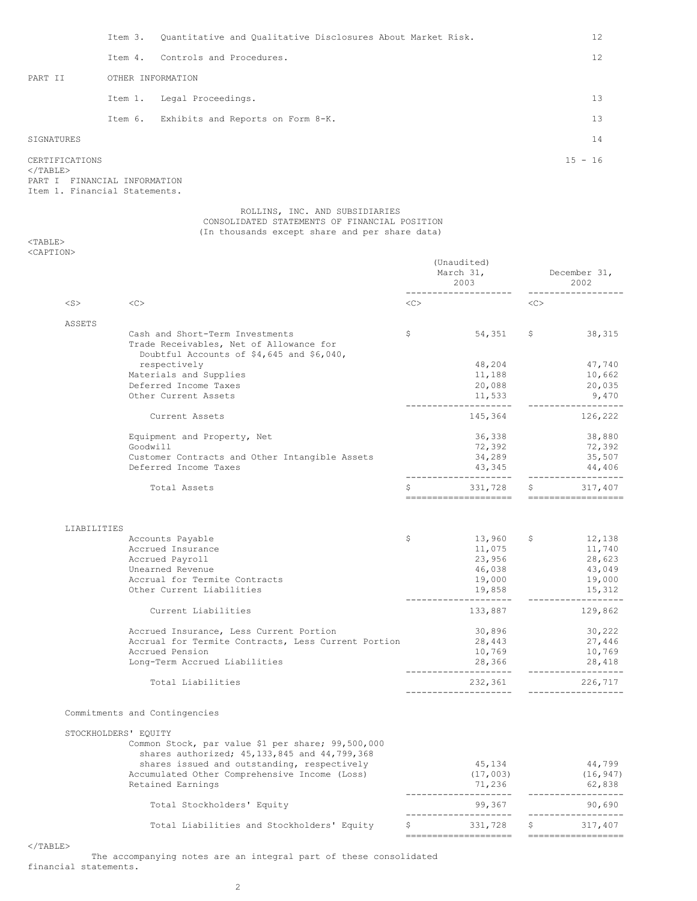| | | |
|---|---|---|
| Item 3. | Quantitative and Qualitative Disclosures About Market Risk. | 12 |
| Item 4. | Controls and Procedures. | 12 |
| PART II | OTHER INFORMATION | |
| Item 1. | Legal Proceedings. | 13 |
| Item 6. | Exhibits and Reports on Form 8-K. | 13 |
| SIGNATURES | | 14 |
| CERTIFICATIONS | | 15 - 16 |

PART I FINANCIAL INFORMATION

Item 1. Financial Statements.

ROLLINS, INC. AND SUBSIDIARIES
CONSOLIDATED STATEMENTS OF FINANCIAL POSITION
(In thousands except share and per share data)

| | (Unaudited) March 31, 2003 | December 31, 2002 |
|---|---|---|
| **ASSETS** | | |
| Cash and Short-Term Investments | $ 54,351 | $ 38,315 |
| Trade Receivables, Net of Allowance for Doubtful Accounts of $4,645 and $6,040, respectively | 48,204 | 47,740 |
| Materials and Supplies | 11,188 | 10,662 |
| Deferred Income Taxes | 20,088 | 20,035 |
| Other Current Assets | 11,533 | 9,470 |
| Current Assets | 145,364 | 126,222 |
| Equipment and Property, Net | 36,338 | 38,880 |
| Goodwill | 72,392 | 72,392 |
| Customer Contracts and Other Intangible Assets | 34,289 | 35,507 |
| Deferred Income Taxes | 43,345 | 44,406 |
| Total Assets | $ 331,728 | $ 317,407 |
| **LIABILITIES** | | |
| Accounts Payable | $ 13,960 | $ 12,138 |
| Accrued Insurance | 11,075 | 11,740 |
| Accrued Payroll | 23,956 | 28,623 |
| Unearned Revenue | 46,038 | 43,049 |
| Accrual for Termite Contracts | 19,000 | 19,000 |
| Other Current Liabilities | 19,858 | 15,312 |
| Current Liabilities | 133,887 | 129,862 |
| Accrued Insurance, Less Current Portion | 30,896 | 30,222 |
| Accrual for Termite Contracts, Less Current Portion | 28,443 | 27,446 |
| Accrued Pension | 10,769 | 10,769 |
| Long-Term Accrued Liabilities | 28,366 | 28,418 |
| Total Liabilities | 232,361 | 226,717 |
| Commitments and Contingencies | | |
| **STOCKHOLDERS' EQUITY** | | |
| Common Stock, par value $1 per share; 99,500,000 shares authorized; 45,133,845 and 44,799,368 shares issued and outstanding, respectively | 45,134 | 44,799 |
| Accumulated Other Comprehensive Income (Loss) | (17,003) | (16,947) |
| Retained Earnings | 71,236 | 62,838 |
| Total Stockholders' Equity | 99,367 | 90,690 |
| Total Liabilities and Stockholders' Equity | $ 331,728 | $ 317,407 |

The accompanying notes are an integral part of these consolidated financial statements.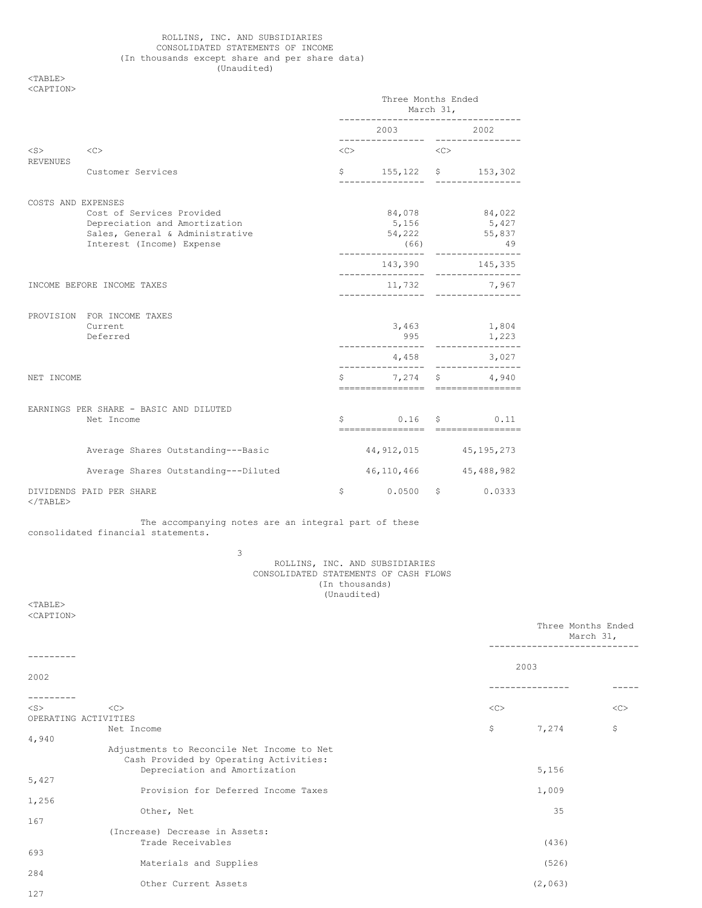ROLLINS, INC. AND SUBSIDIARIES
CONSOLIDATED STATEMENTS OF INCOME
(In thousands except share and per share data)
(Unaudited)

| | Three Months Ended March 31, 2003 | Three Months Ended March 31, 2002 |
|---|---|---|
| **REVENUES** | | |
| Customer Services | $ 155,122 | $ 153,302 |
| **COSTS AND EXPENSES** | | |
| Cost of Services Provided | 84,078 | 84,022 |
| Depreciation and Amortization | 5,156 | 5,427 |
| Sales, General & Administrative | 54,222 | 55,837 |
| Interest (Income) Expense | (66) | 49 |
| | 143,390 | 145,335 |
| **INCOME BEFORE INCOME TAXES** | 11,732 | 7,967 |
| **PROVISION FOR INCOME TAXES** | | |
| Current | 3,463 | 1,804 |
| Deferred | 995 | 1,223 |
| | 4,458 | 3,027 |
| **NET INCOME** | $ 7,274 | $ 4,940 |
| **EARNINGS PER SHARE - BASIC AND DILUTED** | | |
| Net Income | $ 0.16 | $ 0.11 |
| Average Shares Outstanding---Basic | 44,912,015 | 45,195,273 |
| Average Shares Outstanding---Diluted | 46,110,466 | 45,488,982 |
| **DIVIDENDS PAID PER SHARE** | $ 0.0500 | $ 0.0333 |

The accompanying notes are an integral part of these consolidated financial statements.

ROLLINS, INC. AND SUBSIDIARIES
CONSOLIDATED STATEMENTS OF CASH FLOWS
(In thousands)
(Unaudited)

| | Three Months Ended March 31, 2003 | Three Months Ended March 31, 2002 |
|---|---|---|
| **OPERATING ACTIVITIES** | | |
| Net Income | $ 7,274 | $ 4,940 |
| Adjustments to Reconcile Net Income to Net Cash Provided by Operating Activities: | | |
| Depreciation and Amortization | 5,156 | 5,427 |
| Provision for Deferred Income Taxes | 1,009 | 1,256 |
| Other, Net | 35 | 167 |
| (Increase) Decrease in Assets: | | |
| Trade Receivables | (436) | 693 |
| Materials and Supplies | (526) | 284 |
| Other Current Assets | (2,063) | 127 |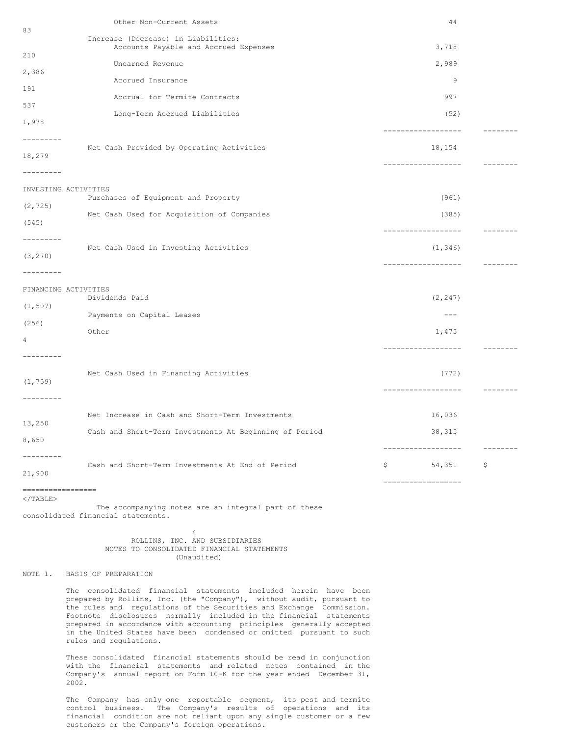| | | |
|---|---|---|
| Other Non-Current Assets | 44 | 83 |
| Increase (Decrease) in Liabilities: | | |
| Accounts Payable and Accrued Expenses | 3,718 | 210 |
| Unearned Revenue | 2,989 | 2,386 |
| Accrued Insurance | 9 | 191 |
| Accrual for Termite Contracts | 997 | 537 |
| Long-Term Accrued Liabilities | (52) | 1,978 |
| Net Cash Provided by Operating Activities | 18,154 | 18,279 |
| **INVESTING ACTIVITIES** | | |
| Purchases of Equipment and Property | (961) | (2,725) |
| Net Cash Used for Acquisition of Companies | (385) | (545) |
| Net Cash Used in Investing Activities | (1,346) | (3,270) |
| **FINANCING ACTIVITIES** | | |
| Dividends Paid | (2,247) | (1,507) |
| Payments on Capital Leases | --- | (256) |
| Other | 1,475 | 4 |
| Net Cash Used in Financing Activities | (772) | (1,759) |
| Net Increase in Cash and Short-Term Investments | 16,036 | 13,250 |
| Cash and Short-Term Investments At Beginning of Period | 38,315 | 8,650 |
| Cash and Short-Term Investments At End of Period | $ 54,351 | $ 21,900 |

The accompanying notes are an integral part of these consolidated financial statements.

## ROLLINS, INC. AND SUBSIDIARIES
## NOTES TO CONSOLIDATED FINANCIAL STATEMENTS
(Unaudited)

### NOTE 1. BASIS OF PREPARATION

The consolidated financial statements included herein have been prepared by Rollins, Inc. (the "Company"), without audit, pursuant to the rules and regulations of the Securities and Exchange Commission. Footnote disclosures normally included in the financial statements prepared in accordance with accounting principles generally accepted in the United States have been condensed or omitted pursuant to such rules and regulations.

These consolidated financial statements should be read in conjunction with the financial statements and related notes contained in the Company's annual report on Form 10-K for the year ended December 31, 2002.

The Company has only one reportable segment, its pest and termite control business. The Company's results of operations and its financial condition are not reliant upon any single customer or a few customers or the Company's foreign operations.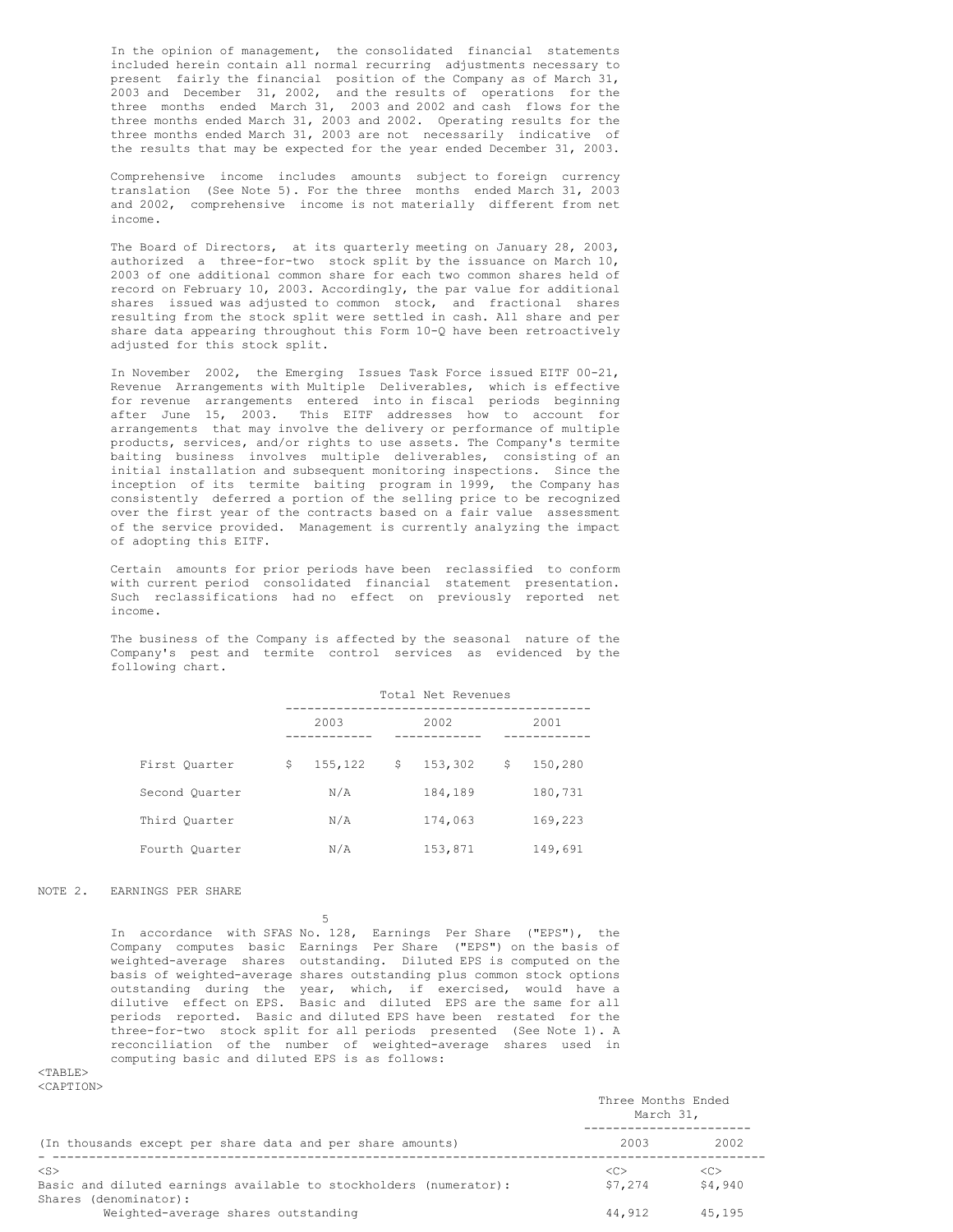In the opinion of management, the consolidated financial statements included herein contain all normal recurring adjustments necessary to present fairly the financial position of the Company as of March 31, 2003 and December 31, 2002, and the results of operations for the three months ended March 31, 2003 and 2002 and cash flows for the three months ended March 31, 2003 and 2002. Operating results for the three months ended March 31, 2003 are not necessarily indicative of the results that may be expected for the year ended December 31, 2003.

Comprehensive income includes amounts subject to foreign currency translation (See Note 5). For the three months ended March 31, 2003 and 2002, comprehensive income is not materially different from net income.

The Board of Directors, at its quarterly meeting on January 28, 2003, authorized a three-for-two stock split by the issuance on March 10, 2003 of one additional common share for each two common shares held of record on February 10, 2003. Accordingly, the par value for additional shares issued was adjusted to common stock, and fractional shares resulting from the stock split were settled in cash. All share and per share data appearing throughout this Form 10-Q have been retroactively adjusted for this stock split.

In November 2002, the Emerging Issues Task Force issued EITF 00-21, Revenue Arrangements with Multiple Deliverables, which is effective for revenue arrangements entered into in fiscal periods beginning after June 15, 2003. This EITF addresses how to account for arrangements that may involve the delivery or performance of multiple products, services, and/or rights to use assets. The Company's termite baiting business involves multiple deliverables, consisting of an initial installation and subsequent monitoring inspections. Since the inception of its termite baiting program in 1999, the Company has consistently deferred a portion of the selling price to be recognized over the first year of the contracts based on a fair value assessment of the service provided. Management is currently analyzing the impact of adopting this EITF.

Certain amounts for prior periods have been reclassified to conform with current period consolidated financial statement presentation. Such reclassifications had no effect on previously reported net income.

The business of the Company is affected by the seasonal nature of the Company's pest and termite control services as evidenced by the following chart.

| | Total Net Revenues | | |
|---|---|---|---|
| | 2003 | 2002 | 2001 |
| First Quarter | $ 155,122 | $ 153,302 | $ 150,280 |
| Second Quarter | N/A | 184,189 | 180,731 |
| Third Quarter | N/A | 174,063 | 169,223 |
| Fourth Quarter | N/A | 153,871 | 149,691 |

NOTE 2. EARNINGS PER SHARE

In accordance with SFAS No. 128, Earnings Per Share ("EPS"), the Company computes basic Earnings Per Share ("EPS") on the basis of weighted-average shares outstanding. Diluted EPS is computed on the basis of weighted-average shares outstanding plus common stock options outstanding during the year, which, if exercised, would have a dilutive effect on EPS. Basic and diluted EPS are the same for all periods reported. Basic and diluted EPS have been restated for the three-for-two stock split for all periods presented (See Note 1). A reconciliation of the number of weighted-average shares used in computing basic and diluted EPS is as follows:

| | Three Months Ended March 31, | |
|---|---|---|
| (In thousands except per share data and per share amounts) | 2003 | 2002 |
| Basic and diluted earnings available to stockholders (numerator): | $7,274 | $4,940 |
| Shares (denominator): | | |
| Weighted-average shares outstanding | 44,912 | 45,195 |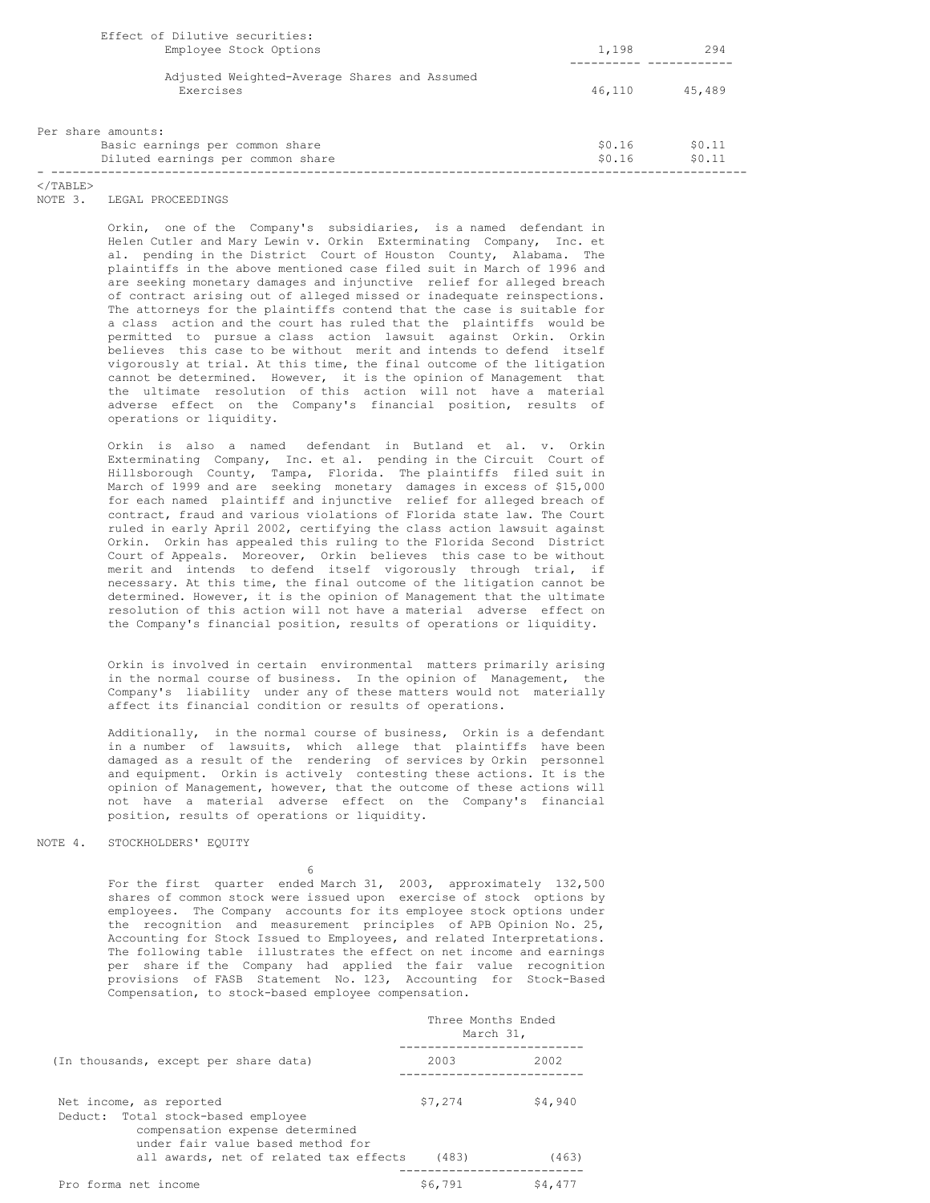| | | |
|---|---|---|
| Effect of Dilutive securities: | | |
| Employee Stock Options | 1,198 | 294 |
| Adjusted Weighted-Average Shares and Assumed Exercises | 46,110 | 45,489 |
| Per share amounts: | | |
| Basic earnings per common share | $0.16 | $0.11 |
| Diluted earnings per common share | $0.16 | $0.11 |

NOTE 3. LEGAL PROCEEDINGS

Orkin, one of the Company's subsidiaries, is a named defendant in Helen Cutler and Mary Lewin v. Orkin Exterminating Company, Inc. et al. pending in the District Court of Houston County, Alabama. The plaintiffs in the above mentioned case filed suit in March of 1996 and are seeking monetary damages and injunctive relief for alleged breach of contract arising out of alleged missed or inadequate reinspections. The attorneys for the plaintiffs contend that the case is suitable for a class action and the court has ruled that the plaintiffs would be permitted to pursue a class action lawsuit against Orkin. Orkin believes this case to be without merit and intends to defend itself vigorously at trial. At this time, the final outcome of the litigation cannot be determined. However, it is the opinion of Management that the ultimate resolution of this action will not have a material adverse effect on the Company's financial position, results of operations or liquidity.

Orkin is also a named defendant in Butland et al. v. Orkin Exterminating Company, Inc. et al. pending in the Circuit Court of Hillsborough County, Tampa, Florida. The plaintiffs filed suit in March of 1999 and are seeking monetary damages in excess of $15,000 for each named plaintiff and injunctive relief for alleged breach of contract, fraud and various violations of Florida state law. The Court ruled in early April 2002, certifying the class action lawsuit against Orkin. Orkin has appealed this ruling to the Florida Second District Court of Appeals. Moreover, Orkin believes this case to be without merit and intends to defend itself vigorously through trial, if necessary. At this time, the final outcome of the litigation cannot be determined. However, it is the opinion of Management that the ultimate resolution of this action will not have a material adverse effect on the Company's financial position, results of operations or liquidity.

Orkin is involved in certain environmental matters primarily arising in the normal course of business. In the opinion of Management, the Company's liability under any of these matters would not materially affect its financial condition or results of operations.

Additionally, in the normal course of business, Orkin is a defendant in a number of lawsuits, which allege that plaintiffs have been damaged as a result of the rendering of services by Orkin personnel and equipment. Orkin is actively contesting these actions. It is the opinion of Management, however, that the outcome of these actions will not have a material adverse effect on the Company's financial position, results of operations or liquidity.

NOTE 4. STOCKHOLDERS' EQUITY

For the first quarter ended March 31, 2003, approximately 132,500 shares of common stock were issued upon exercise of stock options by employees. The Company accounts for its employee stock options under the recognition and measurement principles of APB Opinion No. 25, Accounting for Stock Issued to Employees, and related Interpretations. The following table illustrates the effect on net income and earnings per share if the Company had applied the fair value recognition provisions of FASB Statement No. 123, Accounting for Stock-Based Compensation, to stock-based employee compensation.

| | Three Months Ended March 31, | |
|---|---|---|
| (In thousands, except per share data) | 2003 | 2002 |
| Net income, as reported | $7,274 | $4,940 |
| Deduct: Total stock-based employee compensation expense determined under fair value based method for all awards, net of related tax effects | (483) | (463) |
| Pro forma net income | $6,791 | $4,477 |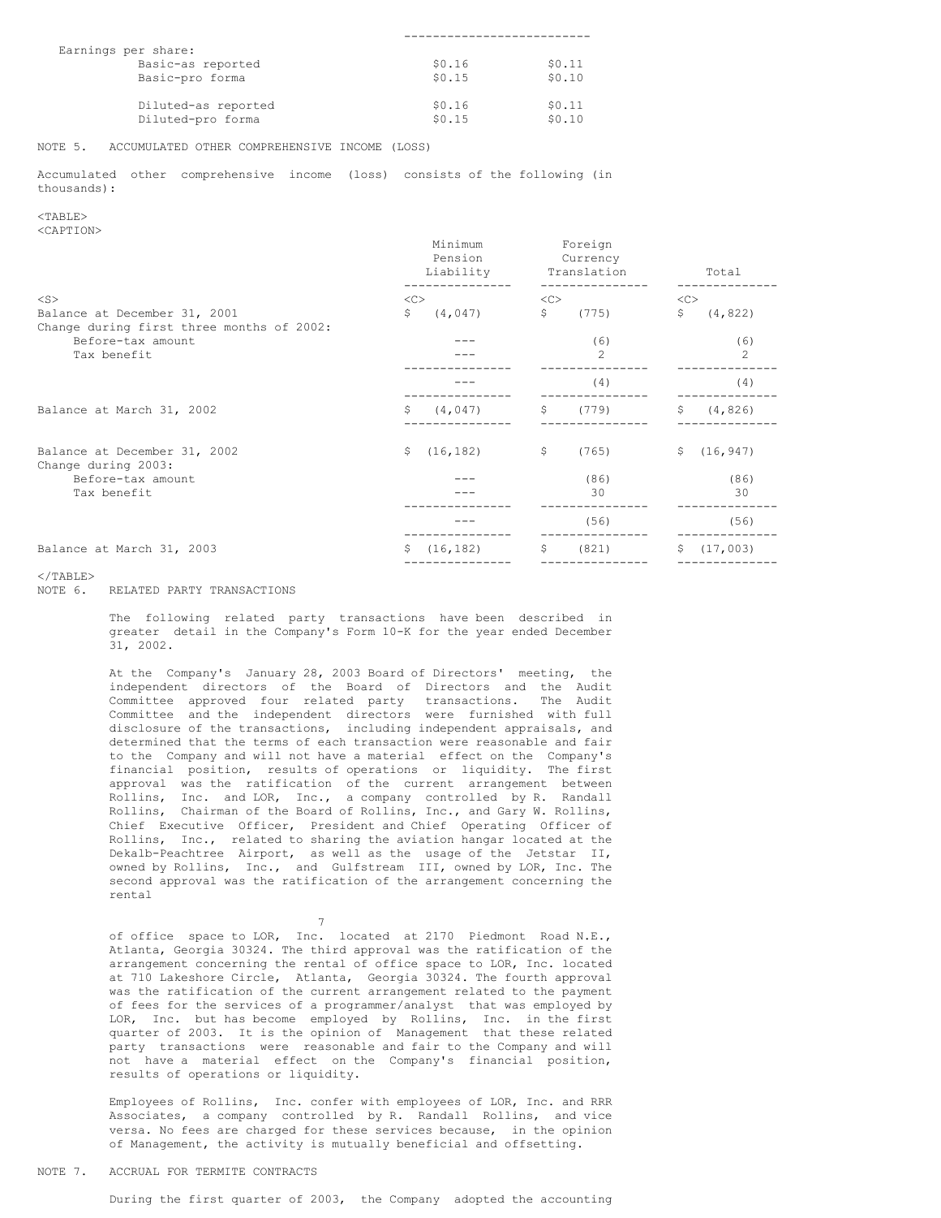| | | |
|---|---|---|
| Earnings per share: | | |
| Basic-as reported | $0.16 | $0.11 |
| Basic-pro forma | $0.15 | $0.10 |
| Diluted-as reported | $0.16 | $0.11 |
| Diluted-pro forma | $0.15 | $0.10 |

NOTE 5. ACCUMULATED OTHER COMPREHENSIVE INCOME (LOSS)

Accumulated other comprehensive income (loss) consists of the following (in thousands):

| | Minimum Pension Liability | Foreign Currency Translation | Total |
|---|---|---|---|
| Balance at December 31, 2001 | $ (4,047) | $ (775) | $ (4,822) |
| Change during first three months of 2002: | | | |
| Before-tax amount | --- | (6) | (6) |
| Tax benefit | --- | 2 | 2 |
| | --- | (4) | (4) |
| Balance at March 31, 2002 | $ (4,047) | $ (779) | $ (4,826) |
| Balance at December 31, 2002 | $ (16,182) | $ (765) | $ (16,947) |
| Change during 2003: | | | |
| Before-tax amount | --- | (86) | (86) |
| Tax benefit | --- | 30 | 30 |
| | --- | (56) | (56) |
| Balance at March 31, 2003 | $ (16,182) | $ (821) | $ (17,003) |

NOTE 6. RELATED PARTY TRANSACTIONS

The following related party transactions have been described in greater detail in the Company's Form 10-K for the year ended December 31, 2002.

At the Company's January 28, 2003 Board of Directors' meeting, the independent directors of the Board of Directors and the Audit Committee approved four related party transactions. The Audit Committee and the independent directors were furnished with full disclosure of the transactions, including independent appraisals, and determined that the terms of each transaction were reasonable and fair to the Company and will not have a material effect on the Company's financial position, results of operations or liquidity. The first approval was the ratification of the current arrangement between Rollins, Inc. and LOR, Inc., a company controlled by R. Randall Rollins, Chairman of the Board of Rollins, Inc., and Gary W. Rollins, Chief Executive Officer, President and Chief Operating Officer of Rollins, Inc., related to sharing the aviation hangar located at the Dekalb-Peachtree Airport, as well as the usage of the Jetstar II, owned by Rollins, Inc., and Gulfstream III, owned by LOR, Inc. The second approval was the ratification of the arrangement concerning the rental of office space to LOR, Inc. located at 2170 Piedmont Road N.E., Atlanta, Georgia 30324. The third approval was the ratification of the arrangement concerning the rental of office space to LOR, Inc. located at 710 Lakeshore Circle, Atlanta, Georgia 30324. The fourth approval was the ratification of the current arrangement related to the payment of fees for the services of a programmer/analyst that was employed by LOR, Inc. but has become employed by Rollins, Inc. in the first quarter of 2003. It is the opinion of Management that these related party transactions were reasonable and fair to the Company and will not have a material effect on the Company's financial position, results of operations or liquidity.

Employees of Rollins, Inc. confer with employees of LOR, Inc. and RRR Associates, a company controlled by R. Randall Rollins, and vice versa. No fees are charged for these services because, in the opinion of Management, the activity is mutually beneficial and offsetting.

NOTE 7. ACCRUAL FOR TERMITE CONTRACTS

During the first quarter of 2003, the Company adopted the accounting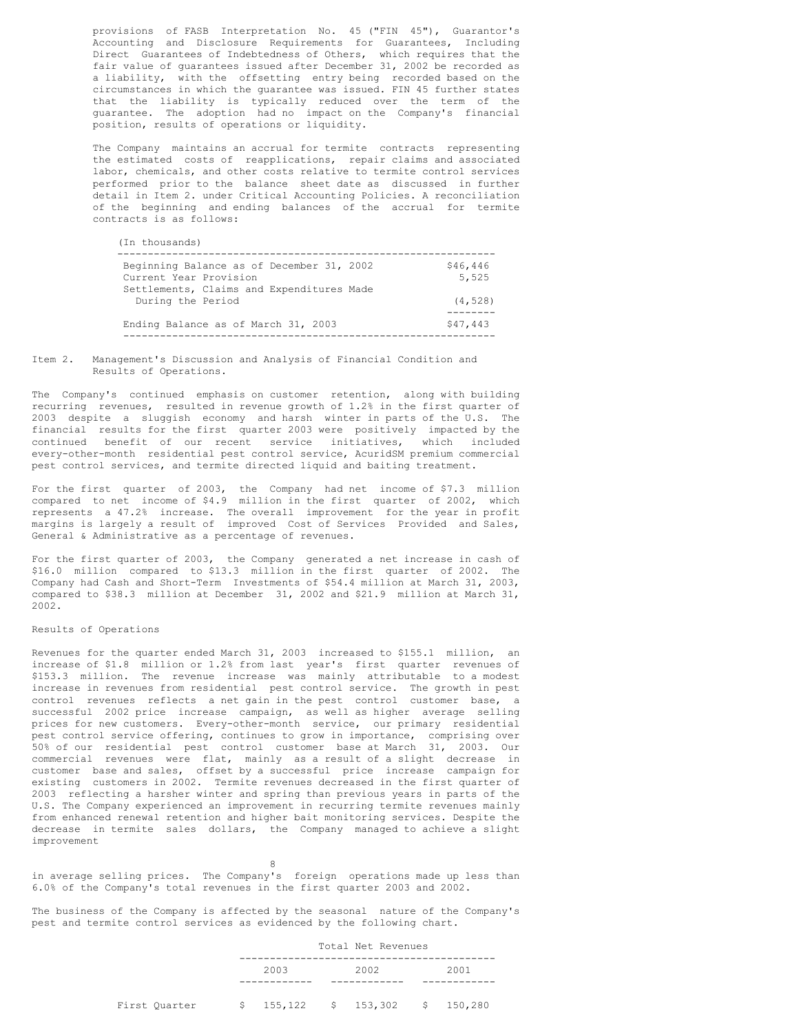provisions of FASB Interpretation No. 45 ("FIN 45"), Guarantor's Accounting and Disclosure Requirements for Guarantees, Including Direct Guarantees of Indebtedness of Others, which requires that the fair value of guarantees issued after December 31, 2002 be recorded as a liability, with the offsetting entry being recorded based on the circumstances in which the guarantee was issued. FIN 45 further states that the liability is typically reduced over the term of the guarantee. The adoption had no impact on the Company's financial position, results of operations or liquidity.

The Company maintains an accrual for termite contracts representing the estimated costs of reapplications, repair claims and associated labor, chemicals, and other costs relative to termite control services performed prior to the balance sheet date as discussed in further detail in Item 2. under Critical Accounting Policies. A reconciliation of the beginning and ending balances of the accrual for termite contracts is as follows:

| (In thousands) | |
|---|---|
| Beginning Balance as of December 31, 2002 | $46,446 |
| Current Year Provision | 5,525 |
| Settlements, Claims and Expenditures Made During the Period | (4,528) |
| Ending Balance as of March 31, 2003 | $47,443 |

## Item 2. Management's Discussion and Analysis of Financial Condition and Results of Operations.

The Company's continued emphasis on customer retention, along with building recurring revenues, resulted in revenue growth of 1.2% in the first quarter of 2003 despite a sluggish economy and harsh winter in parts of the U.S. The financial results for the first quarter 2003 were positively impacted by the continued benefit of our recent service initiatives, which included every-other-month residential pest control service, AcuridSM premium commercial pest control services, and termite directed liquid and baiting treatment.

For the first quarter of 2003, the Company had net income of $7.3 million compared to net income of $4.9 million in the first quarter of 2002, which represents a 47.2% increase. The overall improvement for the year in profit margins is largely a result of improved Cost of Services Provided and Sales, General & Administrative as a percentage of revenues.

For the first quarter of 2003, the Company generated a net increase in cash of $16.0 million compared to $13.3 million in the first quarter of 2002. The Company had Cash and Short-Term Investments of $54.4 million at March 31, 2003, compared to $38.3 million at December 31, 2002 and $21.9 million at March 31, 2002.

### Results of Operations

Revenues for the quarter ended March 31, 2003 increased to $155.1 million, an increase of $1.8 million or 1.2% from last year's first quarter revenues of $153.3 million. The revenue increase was mainly attributable to a modest increase in revenues from residential pest control service. The growth in pest control revenues reflects a net gain in the pest control customer base, a successful 2002 price increase campaign, as well as higher average selling prices for new customers. Every-other-month service, our primary residential pest control service offering, continues to grow in importance, comprising over 50% of our residential pest control customer base at March 31, 2003. Our commercial revenues were flat, mainly as a result of a slight decrease in customer base and sales, offset by a successful price increase campaign for existing customers in 2002. Termite revenues decreased in the first quarter of 2003 reflecting a harsher winter and spring than previous years in parts of the U.S. The Company experienced an improvement in recurring termite revenues mainly from enhanced renewal retention and higher bait monitoring services. Despite the decrease in termite sales dollars, the Company managed to achieve a slight improvement in average selling prices. The Company's foreign operations made up less than 6.0% of the Company's total revenues in the first quarter 2003 and 2002.

The business of the Company is affected by the seasonal nature of the Company's pest and termite control services as evidenced by the following chart.

| | Total Net Revenues | | |
|---|---|---|---|
| | 2003 | 2002 | 2001 |
| First Quarter | $ 155,122 | $ 153,302 | $ 150,280 |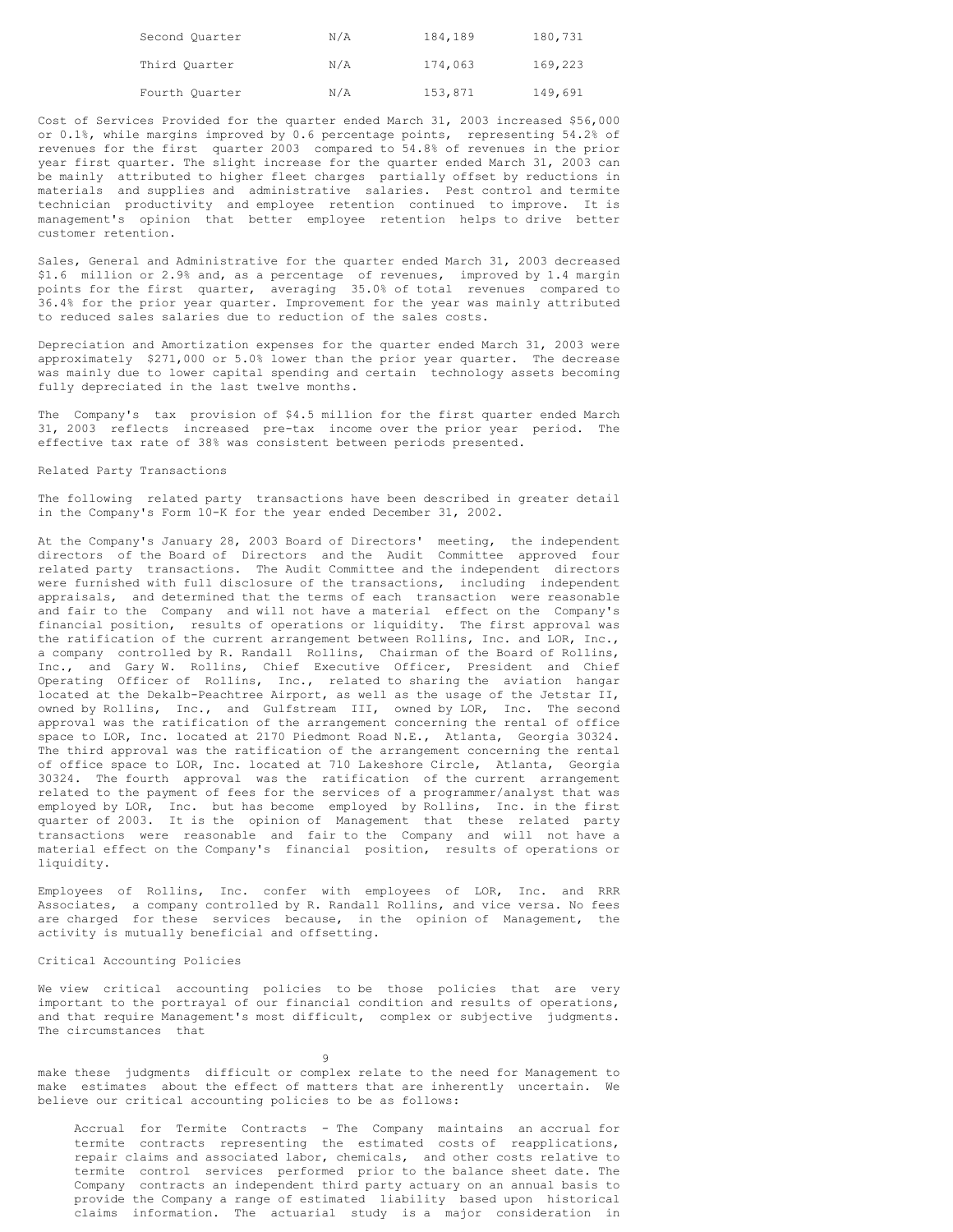| | | | |
|---|---|---|---|
| Second Quarter | N/A | 184,189 | 180,731 |
| Third Quarter | N/A | 174,063 | 169,223 |
| Fourth Quarter | N/A | 153,871 | 149,691 |

Cost of Services Provided for the quarter ended March 31, 2003 increased $56,000 or 0.1%, while margins improved by 0.6 percentage points, representing 54.2% of revenues for the first quarter 2003 compared to 54.8% of revenues in the prior year first quarter. The slight increase for the quarter ended March 31, 2003 can be mainly attributed to higher fleet charges partially offset by reductions in materials and supplies and administrative salaries. Pest control and termite technician productivity and employee retention continued to improve. It is management's opinion that better employee retention helps to drive better customer retention.

Sales, General and Administrative for the quarter ended March 31, 2003 decreased $1.6 million or 2.9% and, as a percentage of revenues, improved by 1.4 margin points for the first quarter, averaging 35.0% of total revenues compared to 36.4% for the prior year quarter. Improvement for the year was mainly attributed to reduced sales salaries due to reduction of the sales costs.

Depreciation and Amortization expenses for the quarter ended March 31, 2003 were approximately $271,000 or 5.0% lower than the prior year quarter. The decrease was mainly due to lower capital spending and certain technology assets becoming fully depreciated in the last twelve months.

The Company's tax provision of $4.5 million for the first quarter ended March 31, 2003 reflects increased pre-tax income over the prior year period. The effective tax rate of 38% was consistent between periods presented.

Related Party Transactions

The following related party transactions have been described in greater detail in the Company's Form 10-K for the year ended December 31, 2002.

At the Company's January 28, 2003 Board of Directors' meeting, the independent directors of the Board of Directors and the Audit Committee approved four related party transactions. The Audit Committee and the independent directors were furnished with full disclosure of the transactions, including independent appraisals, and determined that the terms of each transaction were reasonable and fair to the Company and will not have a material effect on the Company's financial position, results of operations or liquidity. The first approval was the ratification of the current arrangement between Rollins, Inc. and LOR, Inc., a company controlled by R. Randall Rollins, Chairman of the Board of Rollins, Inc., and Gary W. Rollins, Chief Executive Officer, President and Chief Operating Officer of Rollins, Inc., related to sharing the aviation hangar located at the Dekalb-Peachtree Airport, as well as the usage of the Jetstar II, owned by Rollins, Inc., and Gulfstream III, owned by LOR, Inc. The second approval was the ratification of the arrangement concerning the rental of office space to LOR, Inc. located at 2170 Piedmont Road N.E., Atlanta, Georgia 30324. The third approval was the ratification of the arrangement concerning the rental of office space to LOR, Inc. located at 710 Lakeshore Circle, Atlanta, Georgia 30324. The fourth approval was the ratification of the current arrangement related to the payment of fees for the services of a programmer/analyst that was employed by LOR, Inc. but has become employed by Rollins, Inc. in the first quarter of 2003. It is the opinion of Management that these related party transactions were reasonable and fair to the Company and will not have a material effect on the Company's financial position, results of operations or liquidity.

Employees of Rollins, Inc. confer with employees of LOR, Inc. and RRR Associates, a company controlled by R. Randall Rollins, and vice versa. No fees are charged for these services because, in the opinion of Management, the activity is mutually beneficial and offsetting.

Critical Accounting Policies

We view critical accounting policies to be those policies that are very important to the portrayal of our financial condition and results of operations, and that require Management's most difficult, complex or subjective judgments. The circumstances that make these judgments difficult or complex relate to the need for Management to make estimates about the effect of matters that are inherently uncertain. We believe our critical accounting policies to be as follows:

Accrual for Termite Contracts - The Company maintains an accrual for termite contracts representing the estimated costs of reapplications, repair claims and associated labor, chemicals, and other costs relative to termite control services performed prior to the balance sheet date. The Company contracts an independent third party actuary on an annual basis to provide the Company a range of estimated liability based upon historical claims information. The actuarial study is a major consideration in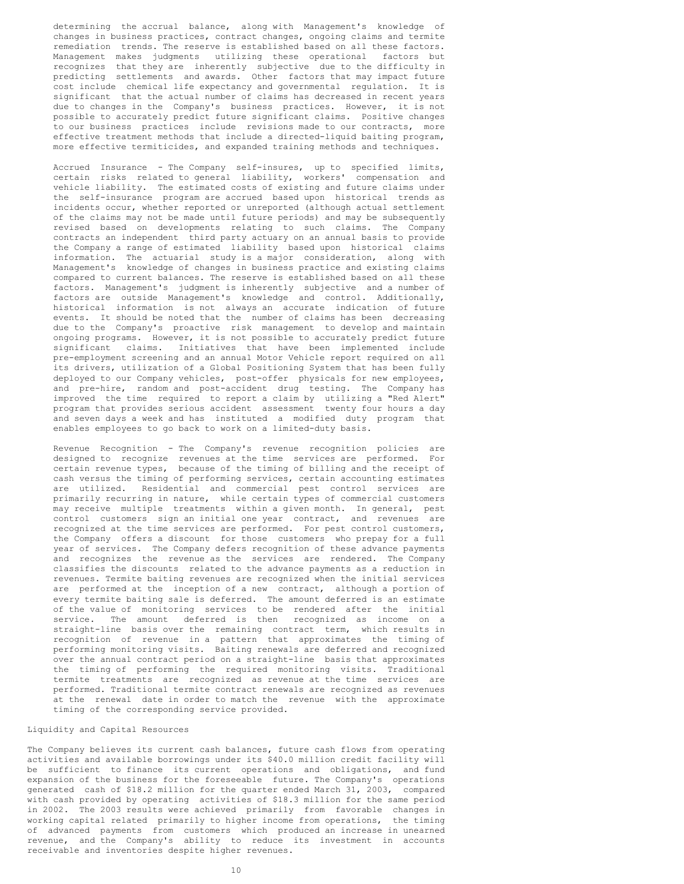determining the accrual balance, along with Management's knowledge of changes in business practices, contract changes, ongoing claims and termite remediation trends. The reserve is established based on all these factors. Management makes judgments utilizing these operational factors but recognizes that they are inherently subjective due to the difficulty in predicting settlements and awards. Other factors that may impact future cost include chemical life expectancy and governmental regulation. It is significant that the actual number of claims has decreased in recent years due to changes in the Company's business practices. However, it is not possible to accurately predict future significant claims. Positive changes to our business practices include revisions made to our contracts, more effective treatment methods that include a directed-liquid baiting program, more effective termiticides, and expanded training methods and techniques.

Accrued Insurance - The Company self-insures, up to specified limits, certain risks related to general liability, workers' compensation and vehicle liability. The estimated costs of existing and future claims under the self-insurance program are accrued based upon historical trends as incidents occur, whether reported or unreported (although actual settlement of the claims may not be made until future periods) and may be subsequently revised based on developments relating to such claims. The Company contracts an independent third party actuary on an annual basis to provide the Company a range of estimated liability based upon historical claims information. The actuarial study is a major consideration, along with Management's knowledge of changes in business practice and existing claims compared to current balances. The reserve is established based on all these factors. Management's judgment is inherently subjective and a number of factors are outside Management's knowledge and control. Additionally, historical information is not always an accurate indication of future events. It should be noted that the number of claims has been decreasing due to the Company's proactive risk management to develop and maintain ongoing programs. However, it is not possible to accurately predict future significant claims. Initiatives that have been implemented include pre-employment screening and an annual Motor Vehicle report required on all its drivers, utilization of a Global Positioning System that has been fully deployed to our Company vehicles, post-offer physicals for new employees, and pre-hire, random and post-accident drug testing. The Company has improved the time required to report a claim by utilizing a "Red Alert" program that provides serious accident assessment twenty four hours a day and seven days a week and has instituted a modified duty program that enables employees to go back to work on a limited-duty basis.

Revenue Recognition - The Company's revenue recognition policies are designed to recognize revenues at the time services are performed. For certain revenue types, because of the timing of billing and the receipt of cash versus the timing of performing services, certain accounting estimates are utilized. Residential and commercial pest control services are primarily recurring in nature, while certain types of commercial customers may receive multiple treatments within a given month. In general, pest control customers sign an initial one year contract, and revenues are recognized at the time services are performed. For pest control customers, the Company offers a discount for those customers who prepay for a full year of services. The Company defers recognition of these advance payments and recognizes the revenue as the services are rendered. The Company classifies the discounts related to the advance payments as a reduction in revenues. Termite baiting revenues are recognized when the initial services are performed at the inception of a new contract, although a portion of every termite baiting sale is deferred. The amount deferred is an estimate of the value of monitoring services to be rendered after the initial service. The amount deferred is then recognized as income on a straight-line basis over the remaining contract term, which results in recognition of revenue in a pattern that approximates the timing of performing monitoring visits. Baiting renewals are deferred and recognized over the annual contract period on a straight-line basis that approximates the timing of performing the required monitoring visits. Traditional termite treatments are recognized as revenue at the time services are performed. Traditional termite contract renewals are recognized as revenues at the renewal date in order to match the revenue with the approximate timing of the corresponding service provided.

## Liquidity and Capital Resources

The Company believes its current cash balances, future cash flows from operating activities and available borrowings under its $40.0 million credit facility will be sufficient to finance its current operations and obligations, and fund expansion of the business for the foreseeable future. The Company's operations generated cash of $18.2 million for the quarter ended March 31, 2003, compared with cash provided by operating activities of $18.3 million for the same period in 2002. The 2003 results were achieved primarily from favorable changes in working capital related primarily to higher income from operations, the timing of advanced payments from customers which produced an increase in unearned revenue, and the Company's ability to reduce its investment in accounts receivable and inventories despite higher revenues.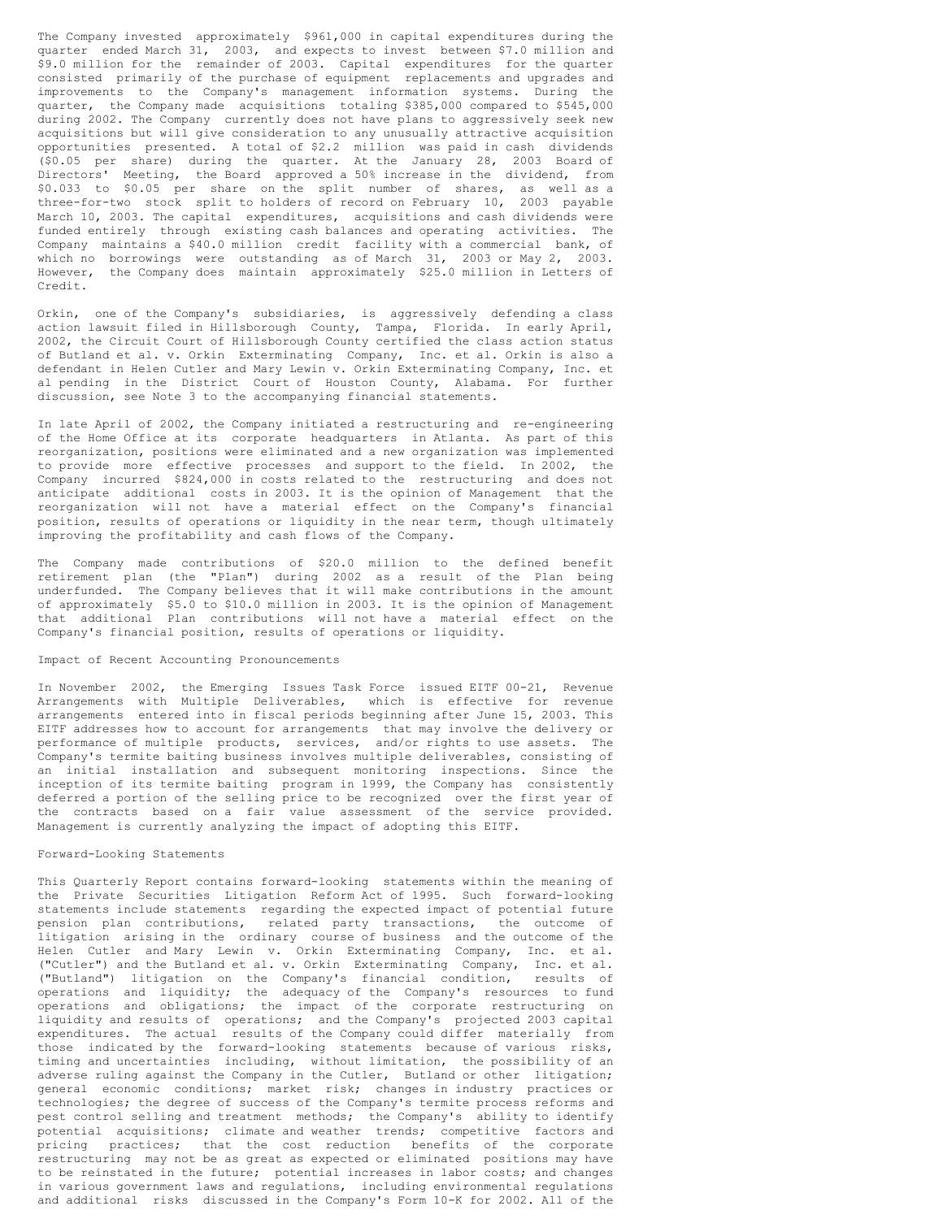The Company invested approximately $961,000 in capital expenditures during the quarter ended March 31, 2003, and expects to invest between $7.0 million and $9.0 million for the remainder of 2003. Capital expenditures for the quarter consisted primarily of the purchase of equipment replacements and upgrades and improvements to the Company's management information systems. During the quarter, the Company made acquisitions totaling $385,000 compared to $545,000 during 2002. The Company currently does not have plans to aggressively seek new acquisitions but will give consideration to any unusually attractive acquisition opportunities presented. A total of $2.2 million was paid in cash dividends ($0.05 per share) during the quarter. At the January 28, 2003 Board of Directors' Meeting, the Board approved a 50% increase in the dividend, from $0.033 to $0.05 per share on the split number of shares, as well as a three-for-two stock split to holders of record on February 10, 2003 payable March 10, 2003. The capital expenditures, acquisitions and cash dividends were funded entirely through existing cash balances and operating activities. The Company maintains a $40.0 million credit facility with a commercial bank, of which no borrowings were outstanding as of March 31, 2003 or May 2, 2003. However, the Company does maintain approximately $25.0 million in Letters of Credit.

Orkin, one of the Company's subsidiaries, is aggressively defending a class action lawsuit filed in Hillsborough County, Tampa, Florida. In early April, 2002, the Circuit Court of Hillsborough County certified the class action status of Butland et al. v. Orkin Exterminating Company, Inc. et al. Orkin is also a defendant in Helen Cutler and Mary Lewin v. Orkin Exterminating Company, Inc. et al pending in the District Court of Houston County, Alabama. For further discussion, see Note 3 to the accompanying financial statements.

In late April of 2002, the Company initiated a restructuring and re-engineering of the Home Office at its corporate headquarters in Atlanta. As part of this reorganization, positions were eliminated and a new organization was implemented to provide more effective processes and support to the field. In 2002, the Company incurred $824,000 in costs related to the restructuring and does not anticipate additional costs in 2003. It is the opinion of Management that the reorganization will not have a material effect on the Company's financial position, results of operations or liquidity in the near term, though ultimately improving the profitability and cash flows of the Company.

The Company made contributions of $20.0 million to the defined benefit retirement plan (the "Plan") during 2002 as a result of the Plan being underfunded. The Company believes that it will make contributions in the amount of approximately $5.0 to $10.0 million in 2003. It is the opinion of Management that additional Plan contributions will not have a material effect on the Company's financial position, results of operations or liquidity.

## Impact of Recent Accounting Pronouncements

In November 2002, the Emerging Issues Task Force issued EITF 00-21, Revenue Arrangements with Multiple Deliverables, which is effective for revenue arrangements entered into in fiscal periods beginning after June 15, 2003. This EITF addresses how to account for arrangements that may involve the delivery or performance of multiple products, services, and/or rights to use assets. The Company's termite baiting business involves multiple deliverables, consisting of an initial installation and subsequent monitoring inspections. Since the inception of its termite baiting program in 1999, the Company has consistently deferred a portion of the selling price to be recognized over the first year of the contracts based on a fair value assessment of the service provided. Management is currently analyzing the impact of adopting this EITF.

## Forward-Looking Statements

This Quarterly Report contains forward-looking statements within the meaning of the Private Securities Litigation Reform Act of 1995. Such forward-looking statements include statements regarding the expected impact of potential future pension plan contributions, related party transactions, the outcome of litigation arising in the ordinary course of business and the outcome of the Helen Cutler and Mary Lewin v. Orkin Exterminating Company, Inc. et al. ("Cutler") and the Butland et al. v. Orkin Exterminating Company, Inc. et al. ("Butland") litigation on the Company's financial condition, results of operations and liquidity; the adequacy of the Company's resources to fund operations and obligations; the impact of the corporate restructuring on liquidity and results of operations; and the Company's projected 2003 capital expenditures. The actual results of the Company could differ materially from those indicated by the forward-looking statements because of various risks, timing and uncertainties including, without limitation, the possibility of an adverse ruling against the Company in the Cutler, Butland or other litigation; general economic conditions; market risk; changes in industry practices or technologies; the degree of success of the Company's termite process reforms and pest control selling and treatment methods; the Company's ability to identify potential acquisitions; climate and weather trends; competitive factors and pricing practices; that the cost reduction benefits of the corporate restructuring may not be as great as expected or eliminated positions may have to be reinstated in the future; potential increases in labor costs; and changes in various government laws and regulations, including environmental regulations and additional risks discussed in the Company's Form 10-K for 2002. All of the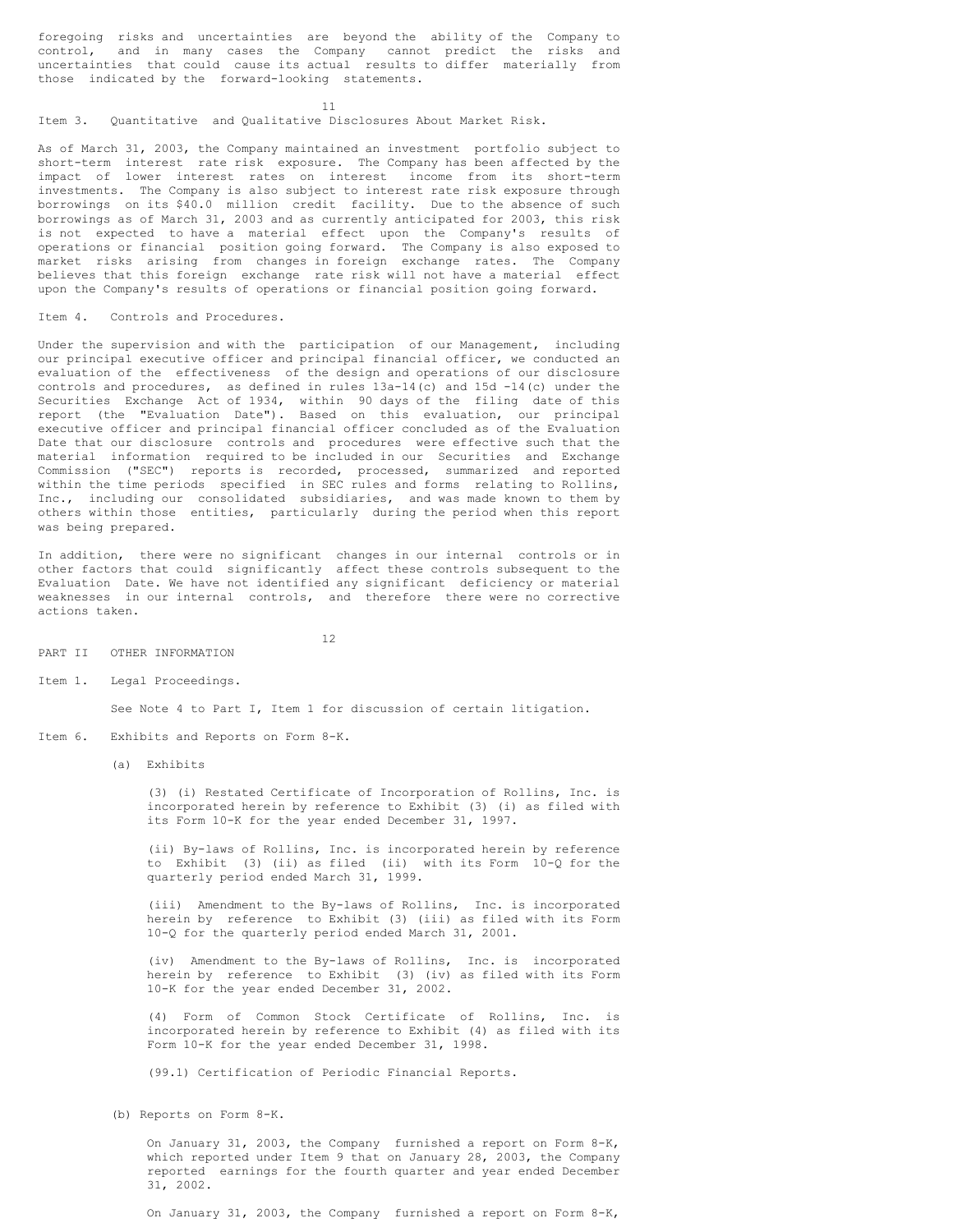foregoing risks and uncertainties are beyond the ability of the Company to control, and in many cases the Company cannot predict the risks and uncertainties that could cause its actual results to differ materially from those indicated by the forward-looking statements.

## Item 3. Quantitative and Qualitative Disclosures About Market Risk.

As of March 31, 2003, the Company maintained an investment portfolio subject to short-term interest rate risk exposure. The Company has been affected by the impact of lower interest rates on interest income from its short-term investments. The Company is also subject to interest rate risk exposure through borrowings on its $40.0 million credit facility. Due to the absence of such borrowings as of March 31, 2003 and as currently anticipated for 2003, this risk is not expected to have a material effect upon the Company's results of operations or financial position going forward. The Company is also exposed to market risks arising from changes in foreign exchange rates. The Company believes that this foreign exchange rate risk will not have a material effect upon the Company's results of operations or financial position going forward.

## Item 4. Controls and Procedures.

Under the supervision and with the participation of our Management, including our principal executive officer and principal financial officer, we conducted an evaluation of the effectiveness of the design and operations of our disclosure controls and procedures, as defined in rules 13a-14(c) and 15d -14(c) under the Securities Exchange Act of 1934, within 90 days of the filing date of this report (the "Evaluation Date"). Based on this evaluation, our principal executive officer and principal financial officer concluded as of the Evaluation Date that our disclosure controls and procedures were effective such that the material information required to be included in our Securities and Exchange Commission ("SEC") reports is recorded, processed, summarized and reported within the time periods specified in SEC rules and forms relating to Rollins, Inc., including our consolidated subsidiaries, and was made known to them by others within those entities, particularly during the period when this report was being prepared.

In addition, there were no significant changes in our internal controls or in other factors that could significantly affect these controls subsequent to the Evaluation Date. We have not identified any significant deficiency or material weaknesses in our internal controls, and therefore there were no corrective actions taken.

# PART II OTHER INFORMATION

## Item 1. Legal Proceedings.

See Note 4 to Part I, Item 1 for discussion of certain litigation.

## Item 6. Exhibits and Reports on Form 8-K.

(a) Exhibits

(3) (i) Restated Certificate of Incorporation of Rollins, Inc. is incorporated herein by reference to Exhibit (3) (i) as filed with its Form 10-K for the year ended December 31, 1997.

(ii) By-laws of Rollins, Inc. is incorporated herein by reference to Exhibit (3) (ii) as filed (ii) with its Form 10-Q for the quarterly period ended March 31, 1999.

(iii) Amendment to the By-laws of Rollins, Inc. is incorporated herein by reference to Exhibit (3) (iii) as filed with its Form 10-Q for the quarterly period ended March 31, 2001.

(iv) Amendment to the By-laws of Rollins, Inc. is incorporated herein by reference to Exhibit (3) (iv) as filed with its Form 10-K for the year ended December 31, 2002.

(4) Form of Common Stock Certificate of Rollins, Inc. is incorporated herein by reference to Exhibit (4) as filed with its Form 10-K for the year ended December 31, 1998.

(99.1) Certification of Periodic Financial Reports.

(b) Reports on Form 8-K.

On January 31, 2003, the Company furnished a report on Form 8-K, which reported under Item 9 that on January 28, 2003, the Company reported earnings for the fourth quarter and year ended December 31, 2002.

On January 31, 2003, the Company furnished a report on Form 8-K,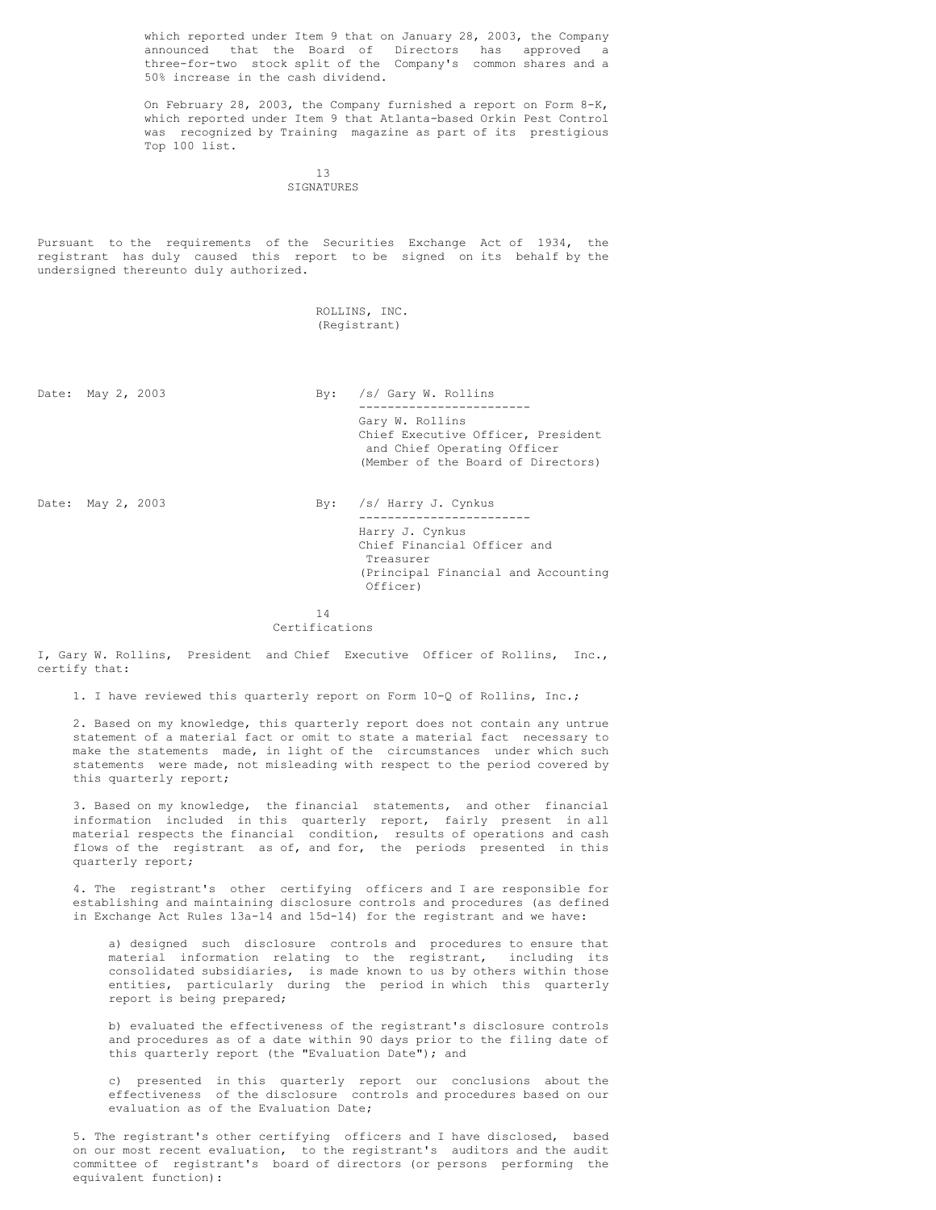which reported under Item 9 that on January 28, 2003, the Company announced that the Board of Directors has approved a three-for-two stock split of the Company's common shares and a 50% increase in the cash dividend.

On February 28, 2003, the Company furnished a report on Form 8-K, which reported under Item 9 that Atlanta-based Orkin Pest Control was recognized by Training magazine as part of its prestigious Top 100 list.

## SIGNATURES

Pursuant to the requirements of the Securities Exchange Act of 1934, the registrant has duly caused this report to be signed on its behalf by the undersigned thereunto duly authorized.

ROLLINS, INC.
(Registrant)

Date: May 2, 2003

By: /s/ Gary W. Rollins

Gary W. Rollins
Chief Executive Officer, President and Chief Operating Officer
(Member of the Board of Directors)

Date: May 2, 2003

By: /s/ Harry J. Cynkus

Harry J. Cynkus
Chief Financial Officer and Treasurer
(Principal Financial and Accounting Officer)

## Certifications

I, Gary W. Rollins, President and Chief Executive Officer of Rollins, Inc., certify that:

1. I have reviewed this quarterly report on Form 10-Q of Rollins, Inc.;

2. Based on my knowledge, this quarterly report does not contain any untrue statement of a material fact or omit to state a material fact necessary to make the statements made, in light of the circumstances under which such statements were made, not misleading with respect to the period covered by this quarterly report;

3. Based on my knowledge, the financial statements, and other financial information included in this quarterly report, fairly present in all material respects the financial condition, results of operations and cash flows of the registrant as of, and for, the periods presented in this quarterly report;

4. The registrant's other certifying officers and I are responsible for establishing and maintaining disclosure controls and procedures (as defined in Exchange Act Rules 13a-14 and 15d-14) for the registrant and we have:

   a) designed such disclosure controls and procedures to ensure that material information relating to the registrant, including its consolidated subsidiaries, is made known to us by others within those entities, particularly during the period in which this quarterly report is being prepared;

   b) evaluated the effectiveness of the registrant's disclosure controls and procedures as of a date within 90 days prior to the filing date of this quarterly report (the "Evaluation Date"); and

   c) presented in this quarterly report our conclusions about the effectiveness of the disclosure controls and procedures based on our evaluation as of the Evaluation Date;

5. The registrant's other certifying officers and I have disclosed, based on our most recent evaluation, to the registrant's auditors and the audit committee of registrant's board of directors (or persons performing the equivalent function):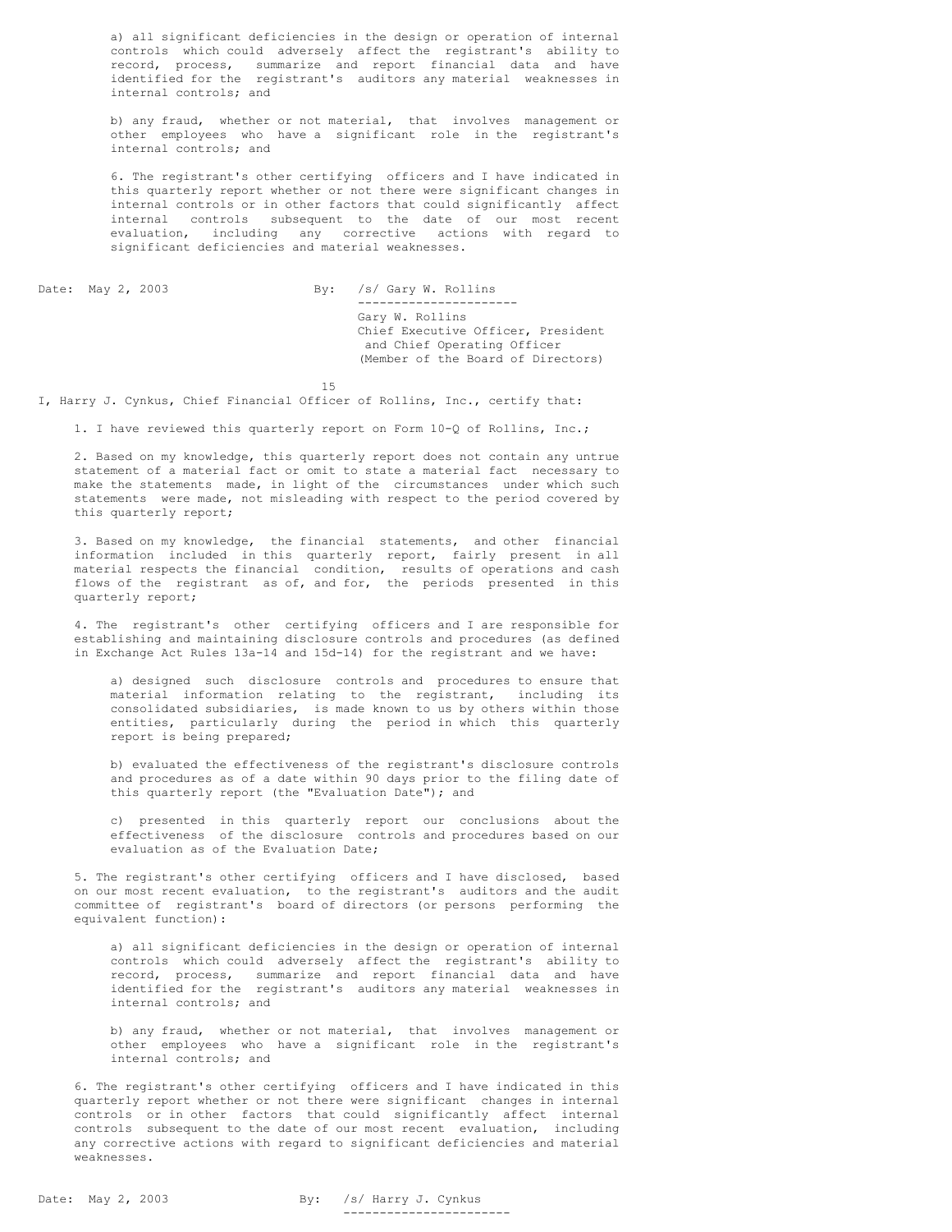a) all significant deficiencies in the design or operation of internal controls which could adversely affect the registrant's ability to record, process, summarize and report financial data and have identified for the registrant's auditors any material weaknesses in internal controls; and

b) any fraud, whether or not material, that involves management or other employees who have a significant role in the registrant's internal controls; and

6. The registrant's other certifying officers and I have indicated in this quarterly report whether or not there were significant changes in internal controls or in other factors that could significantly affect internal controls subsequent to the date of our most recent evaluation, including any corrective actions with regard to significant deficiencies and material weaknesses.

Date: May 2, 2003

By: /s/ Gary W. Rollins

Gary W. Rollins
Chief Executive Officer, President and Chief Operating Officer
(Member of the Board of Directors)

I, Harry J. Cynkus, Chief Financial Officer of Rollins, Inc., certify that:

1. I have reviewed this quarterly report on Form 10-Q of Rollins, Inc.;

2. Based on my knowledge, this quarterly report does not contain any untrue statement of a material fact or omit to state a material fact necessary to make the statements made, in light of the circumstances under which such statements were made, not misleading with respect to the period covered by this quarterly report;

3. Based on my knowledge, the financial statements, and other financial information included in this quarterly report, fairly present in all material respects the financial condition, results of operations and cash flows of the registrant as of, and for, the periods presented in this quarterly report;

4. The registrant's other certifying officers and I are responsible for establishing and maintaining disclosure controls and procedures (as defined in Exchange Act Rules 13a-14 and 15d-14) for the registrant and we have:

a) designed such disclosure controls and procedures to ensure that material information relating to the registrant, including its consolidated subsidiaries, is made known to us by others within those entities, particularly during the period in which this quarterly report is being prepared;

b) evaluated the effectiveness of the registrant's disclosure controls and procedures as of a date within 90 days prior to the filing date of this quarterly report (the "Evaluation Date"); and

c) presented in this quarterly report our conclusions about the effectiveness of the disclosure controls and procedures based on our evaluation as of the Evaluation Date;

5. The registrant's other certifying officers and I have disclosed, based on our most recent evaluation, to the registrant's auditors and the audit committee of registrant's board of directors (or persons performing the equivalent function):

a) all significant deficiencies in the design or operation of internal controls which could adversely affect the registrant's ability to record, process, summarize and report financial data and have identified for the registrant's auditors any material weaknesses in internal controls; and

b) any fraud, whether or not material, that involves management or other employees who have a significant role in the registrant's internal controls; and

6. The registrant's other certifying officers and I have indicated in this quarterly report whether or not there were significant changes in internal controls or in other factors that could significantly affect internal controls subsequent to the date of our most recent evaluation, including any corrective actions with regard to significant deficiencies and material weaknesses.

Date: May 2, 2003

By: /s/ Harry J. Cynkus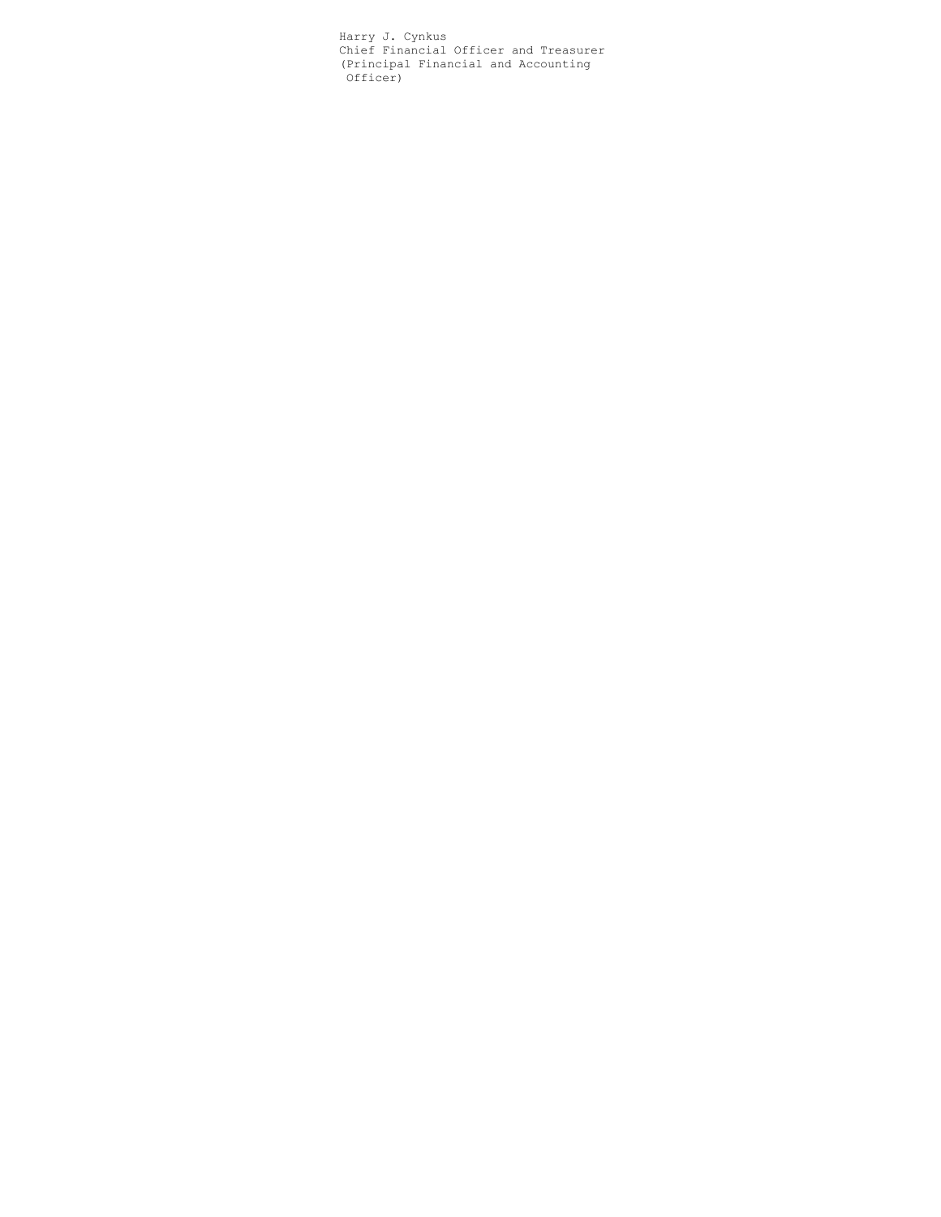Harry J. Cynkus
Chief Financial Officer and Treasurer
(Principal Financial and Accounting
Officer)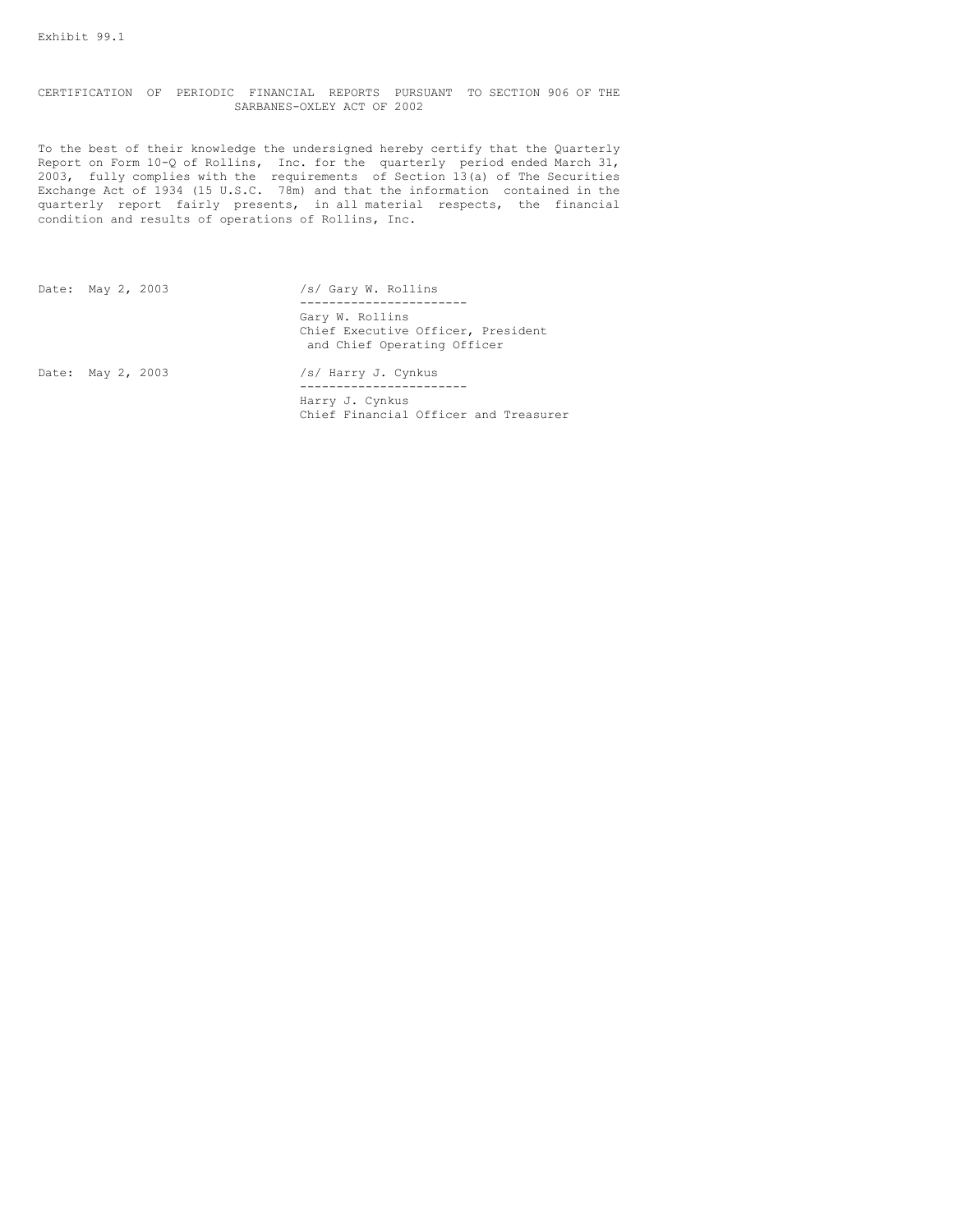Exhibit 99.1

CERTIFICATION OF PERIODIC FINANCIAL REPORTS PURSUANT TO SECTION 906 OF THE SARBANES-OXLEY ACT OF 2002

To the best of their knowledge the undersigned hereby certify that the Quarterly Report on Form 10-Q of Rollins, Inc. for the quarterly period ended March 31, 2003, fully complies with the requirements of Section 13(a) of The Securities Exchange Act of 1934 (15 U.S.C. 78m) and that the information contained in the quarterly report fairly presents, in all material respects, the financial condition and results of operations of Rollins, Inc.

Date: May 2, 2003

/s/ Gary W. Rollins

Gary W. Rollins
Chief Executive Officer, President and Chief Operating Officer

Date: May 2, 2003

/s/ Harry J. Cynkus

Harry J. Cynkus
Chief Financial Officer and Treasurer